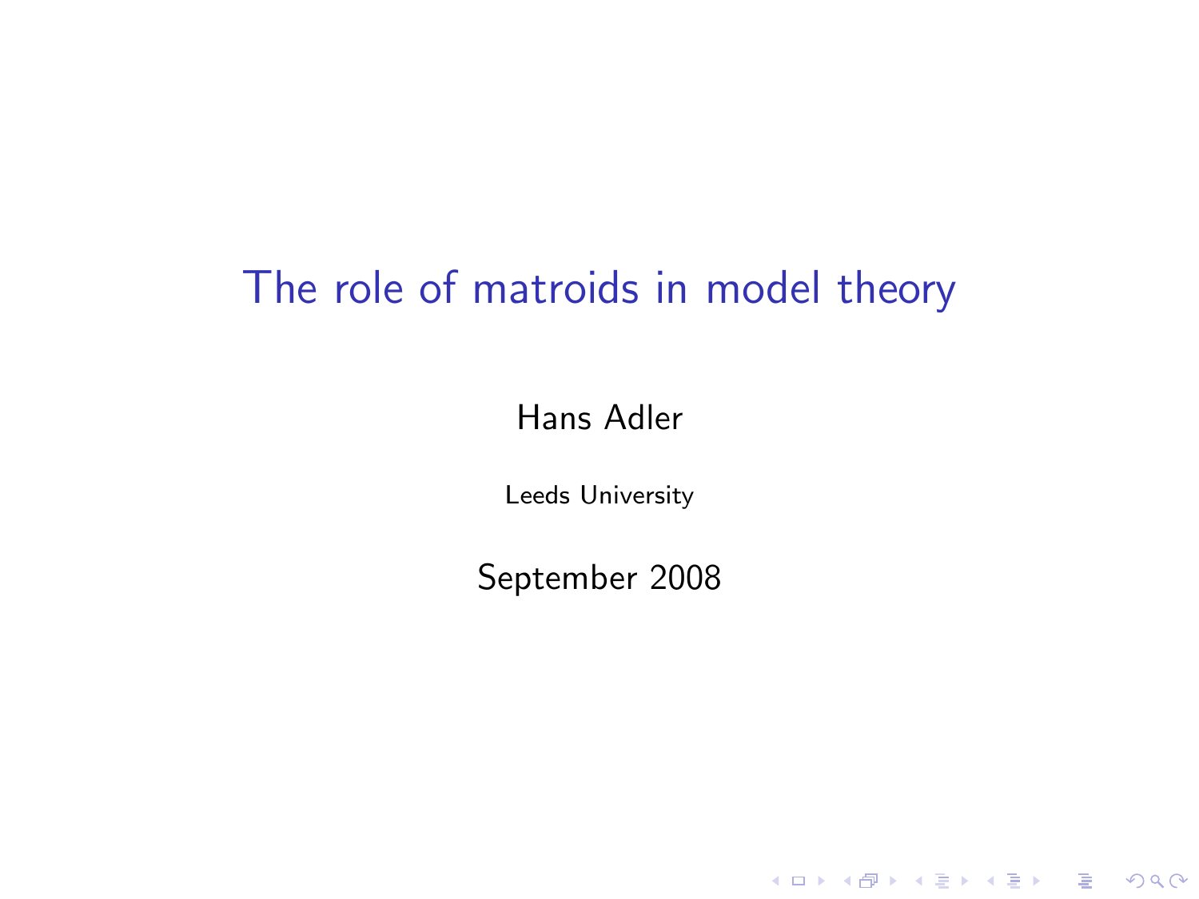# The role of matroids in model theory

Hans Adler

Leeds University

September 2008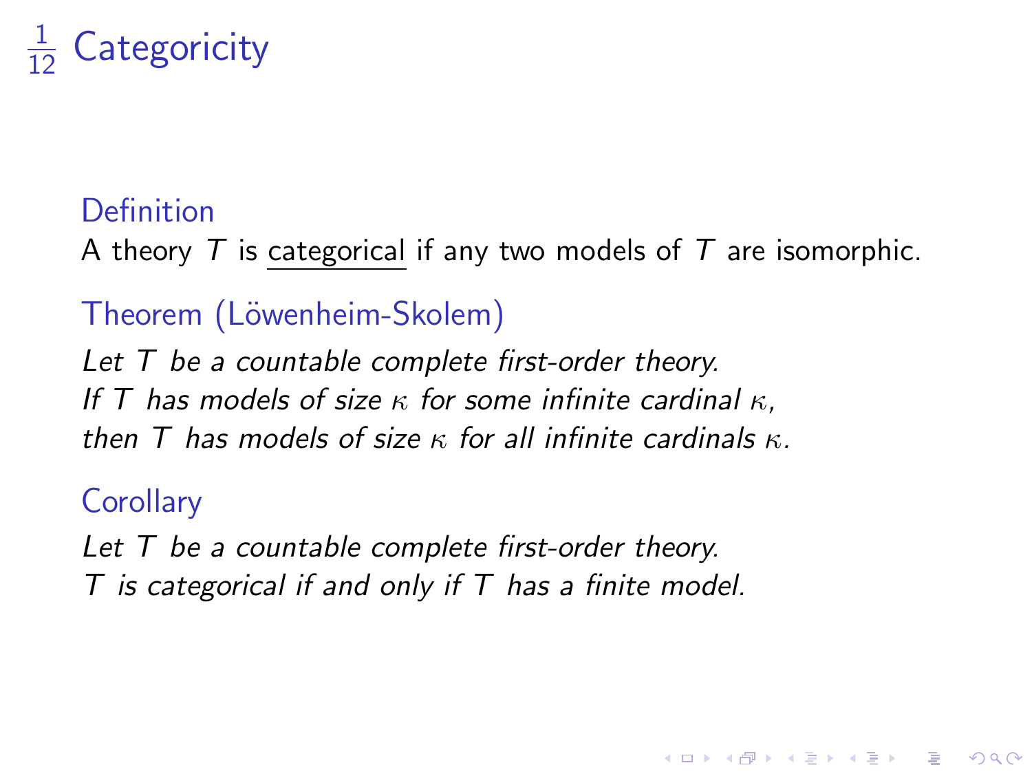# $\frac{1}{12}$ Categoricity

**Definition**

A theory $T$ is <u>categorical</u> if any two models of $T$ are isomorphic.

**Theorem (Löwenheim-Skolem)**

*Let $T$ be a countable complete first-order theory.*
*If $T$ has models of size $\kappa$ for some infinite cardinal $\kappa$,*
*then $T$ has models of size $\kappa$ for all infinite cardinals $\kappa$.*

**Corollary**

*Let $T$ be a countable complete first-order theory.*
*$T$ is categorical if and only if $T$ has a finite model.*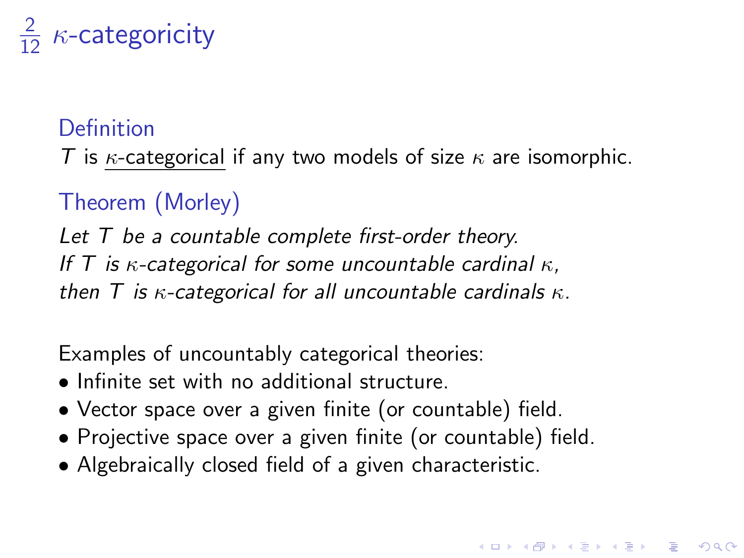# $\frac{2}{12}$ $\kappa$-categoricity

**Definition**

$T$ is <u>$\kappa$-categorical</u> if any two models of size $\kappa$ are isomorphic.

**Theorem (Morley)**

*Let $T$ be a countable complete first-order theory.*
*If $T$ is $\kappa$-categorical for some uncountable cardinal $\kappa$,*
*then $T$ is $\kappa$-categorical for all uncountable cardinals $\kappa$.*

Examples of uncountably categorical theories:

- Infinite set with no additional structure.
- Vector space over a given finite (or countable) field.
- Projective space over a given finite (or countable) field.
- Algebraically closed field of a given characteristic.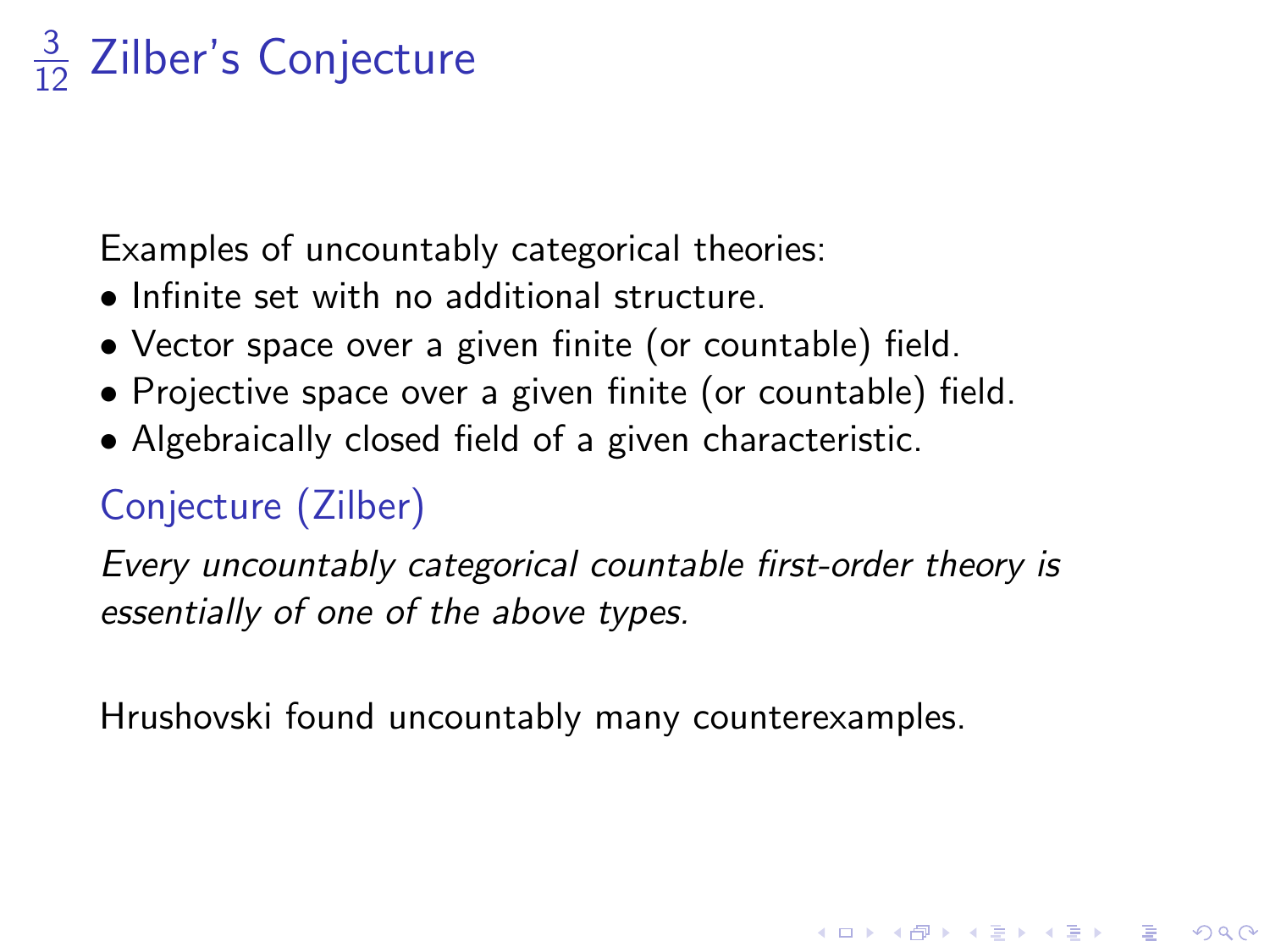# Zilber's Conjecture

Examples of uncountably categorical theories:

- Infinite set with no additional structure.
- Vector space over a given finite (or countable) field.
- Projective space over a given finite (or countable) field.
- Algebraically closed field of a given characteristic.

**Conjecture (Zilber)**

*Every uncountably categorical countable first-order theory is essentially of one of the above types.*

Hrushovski found uncountably many counterexamples.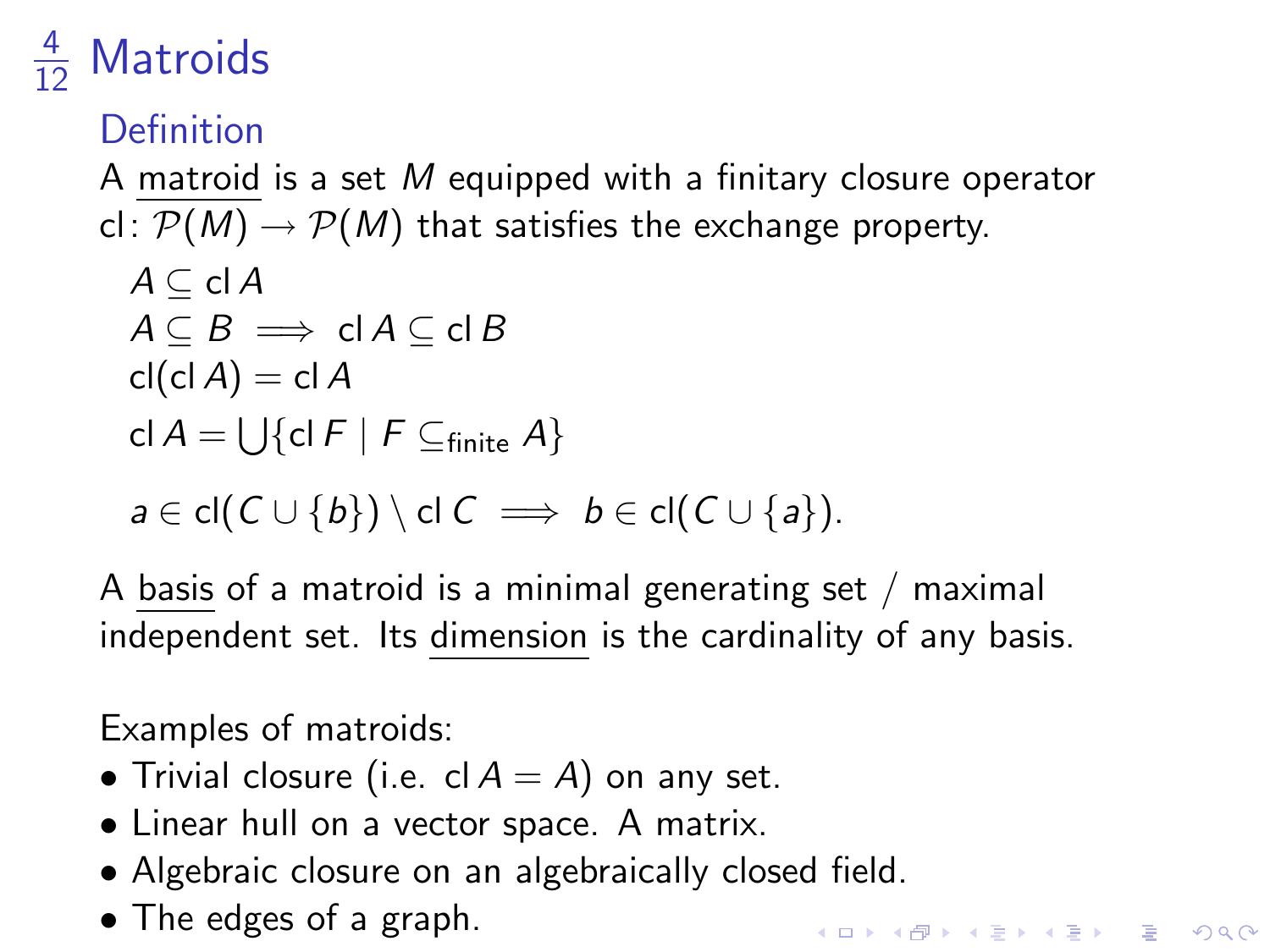# Matroids

### Definition

A matroid is a set $M$ equipped with a finitary closure operator $\mathrm{cl}\colon \mathcal{P}(M) \to \mathcal{P}(M)$ that satisfies the exchange property.

$$A \subseteq \mathrm{cl}\, A$$
$$A \subseteq B \implies \mathrm{cl}\, A \subseteq \mathrm{cl}\, B$$
$$\mathrm{cl}(\mathrm{cl}\, A) = \mathrm{cl}\, A$$
$$\mathrm{cl}\, A = \bigcup \{\mathrm{cl}\, F \mid F \subseteq_{\text{finite}} A\}$$

$$a \in \mathrm{cl}(C \cup \{b\}) \setminus \mathrm{cl}\, C \implies b \in \mathrm{cl}(C \cup \{a\}).$$

A basis of a matroid is a minimal generating set / maximal independent set. Its dimension is the cardinality of any basis.

Examples of matroids:

- Trivial closure (i.e. $\mathrm{cl}\, A = A$) on any set.
- Linear hull on a vector space. A matrix.
- Algebraic closure on an algebraically closed field.
- The edges of a graph.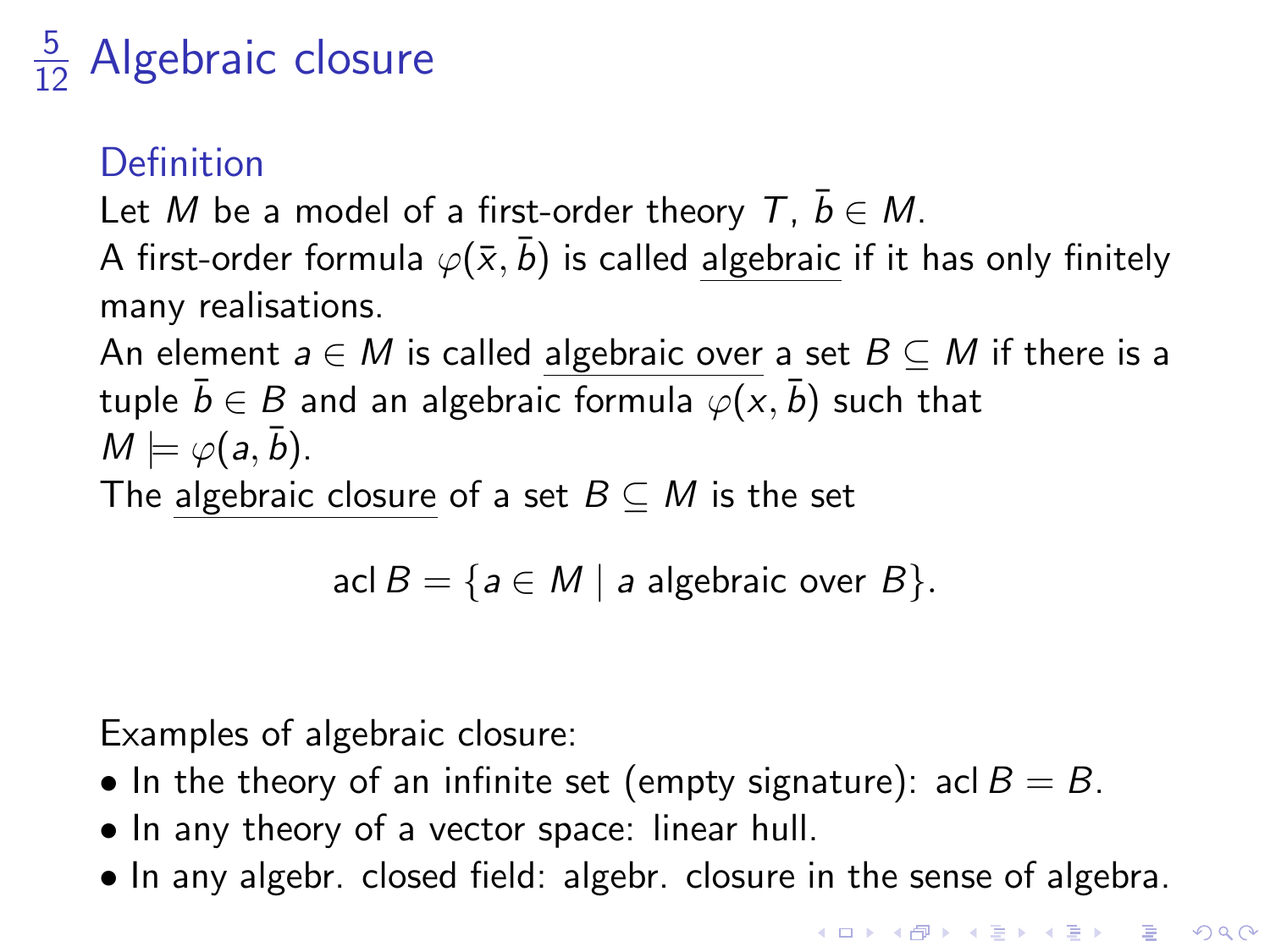# Algebraic closure

### Definition

Let $M$ be a model of a first-order theory $T$, $\bar{b} \in M$.
A first-order formula $\varphi(\bar{x}, \bar{b})$ is called <u>algebraic</u> if it has only finitely many realisations.
An element $a \in M$ is called <u>algebraic over</u> a set $B \subseteq M$ if there is a tuple $\bar{b} \in B$ and an algebraic formula $\varphi(x, \bar{b})$ such that $M \models \varphi(a, \bar{b})$.
The <u>algebraic closure</u> of a set $B \subseteq M$ is the set

$$\operatorname{acl} B = \{a \in M \mid a \text{ algebraic over } B\}.$$

Examples of algebraic closure:

- In the theory of an infinite set (empty signature): $\operatorname{acl} B = B$.
- In any theory of a vector space: linear hull.
- In any algebr. closed field: algebr. closure in the sense of algebra.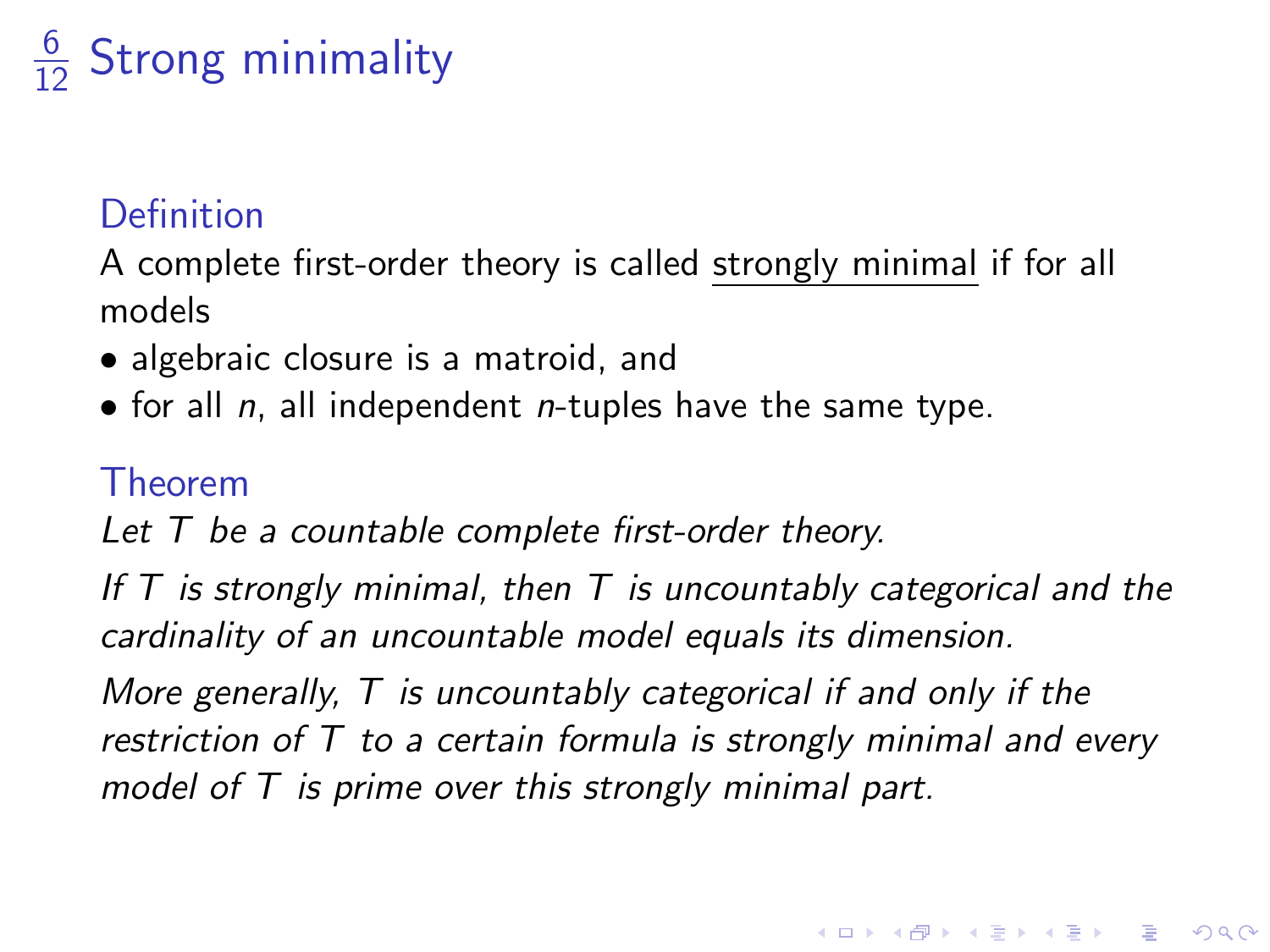# $\frac{6}{12}$ Strong minimality

### Definition

A complete first-order theory is called strongly minimal if for all models

- algebraic closure is a matroid, and
- for all $n$, all independent $n$-tuples have the same type.

### Theorem

*Let $T$ be a countable complete first-order theory.*

*If $T$ is strongly minimal, then $T$ is uncountably categorical and the cardinality of an uncountable model equals its dimension.*

*More generally, $T$ is uncountably categorical if and only if the restriction of $T$ to a certain formula is strongly minimal and every model of $T$ is prime over this strongly minimal part.*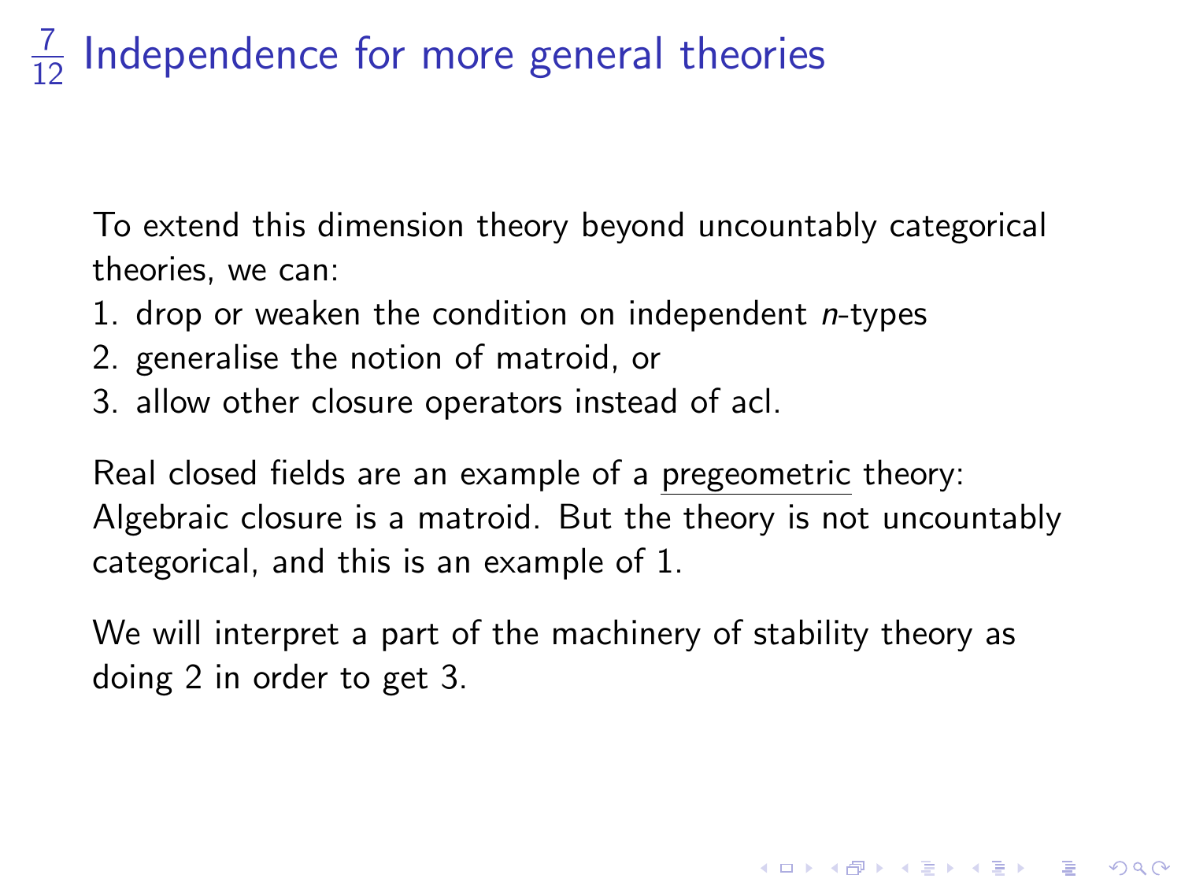# $\frac{7}{12}$ Independence for more general theories

To extend this dimension theory beyond uncountably categorical theories, we can:

1. drop or weaken the condition on independent *n*-types
2. generalise the notion of matroid, or
3. allow other closure operators instead of acl.

Real closed fields are an example of a pregeometric theory: Algebraic closure is a matroid. But the theory is not uncountably categorical, and this is an example of 1.

We will interpret a part of the machinery of stability theory as doing 2 in order to get 3.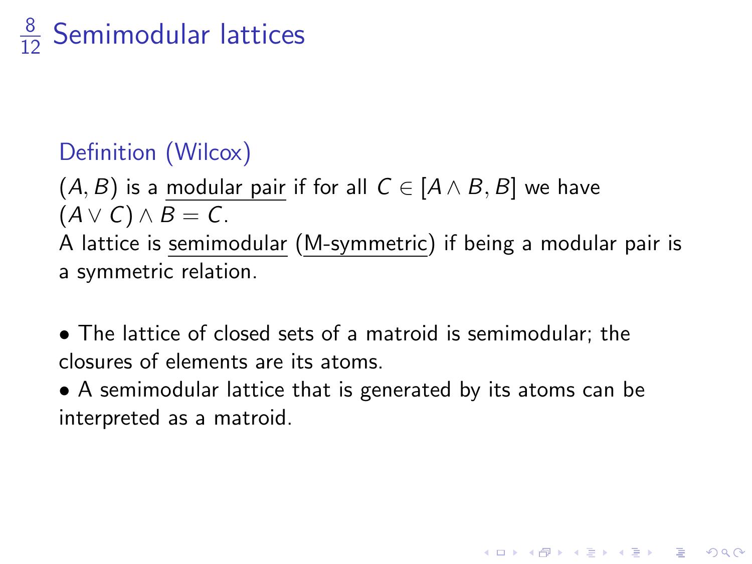# Semimodular lattices

### Definition (Wilcox)

$(A, B)$ is a modular pair if for all $C \in [A \wedge B, B]$ we have $(A \vee C) \wedge B = C$.
A lattice is semimodular (M-symmetric) if being a modular pair is a symmetric relation.

- The lattice of closed sets of a matroid is semimodular; the closures of elements are its atoms.
- A semimodular lattice that is generated by its atoms can be interpreted as a matroid.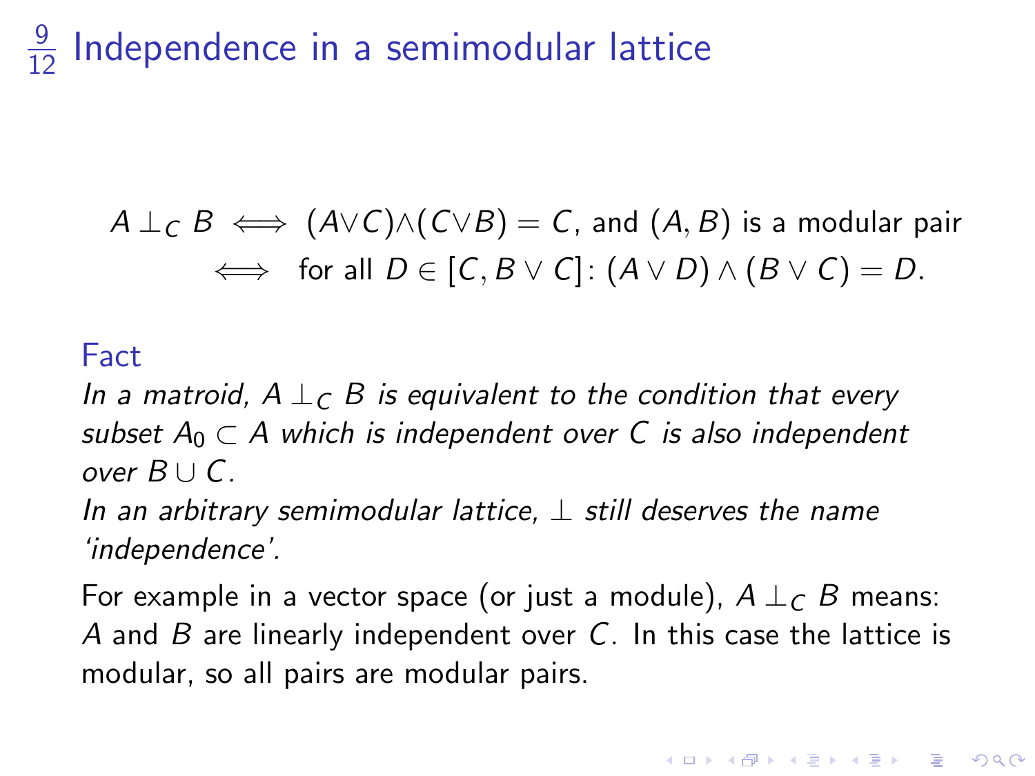# Independence in a semimodular lattice

$$A \perp_C B \iff (A \vee C) \wedge (C \vee B) = C, \text{ and } (A, B) \text{ is a modular pair}$$
$$\iff \text{ for all } D \in [C, B \vee C]\text{: } (A \vee D) \wedge (B \vee C) = D.$$

**Fact**

*In a matroid, $A \perp_C B$ is equivalent to the condition that every subset $A_0 \subset A$ which is independent over $C$ is also independent over $B \cup C$.*

*In an arbitrary semimodular lattice, $\perp$ still deserves the name 'independence'.*

For example in a vector space (or just a module), $A \perp_C B$ means: $A$ and $B$ are linearly independent over $C$. In this case the lattice is modular, so all pairs are modular pairs.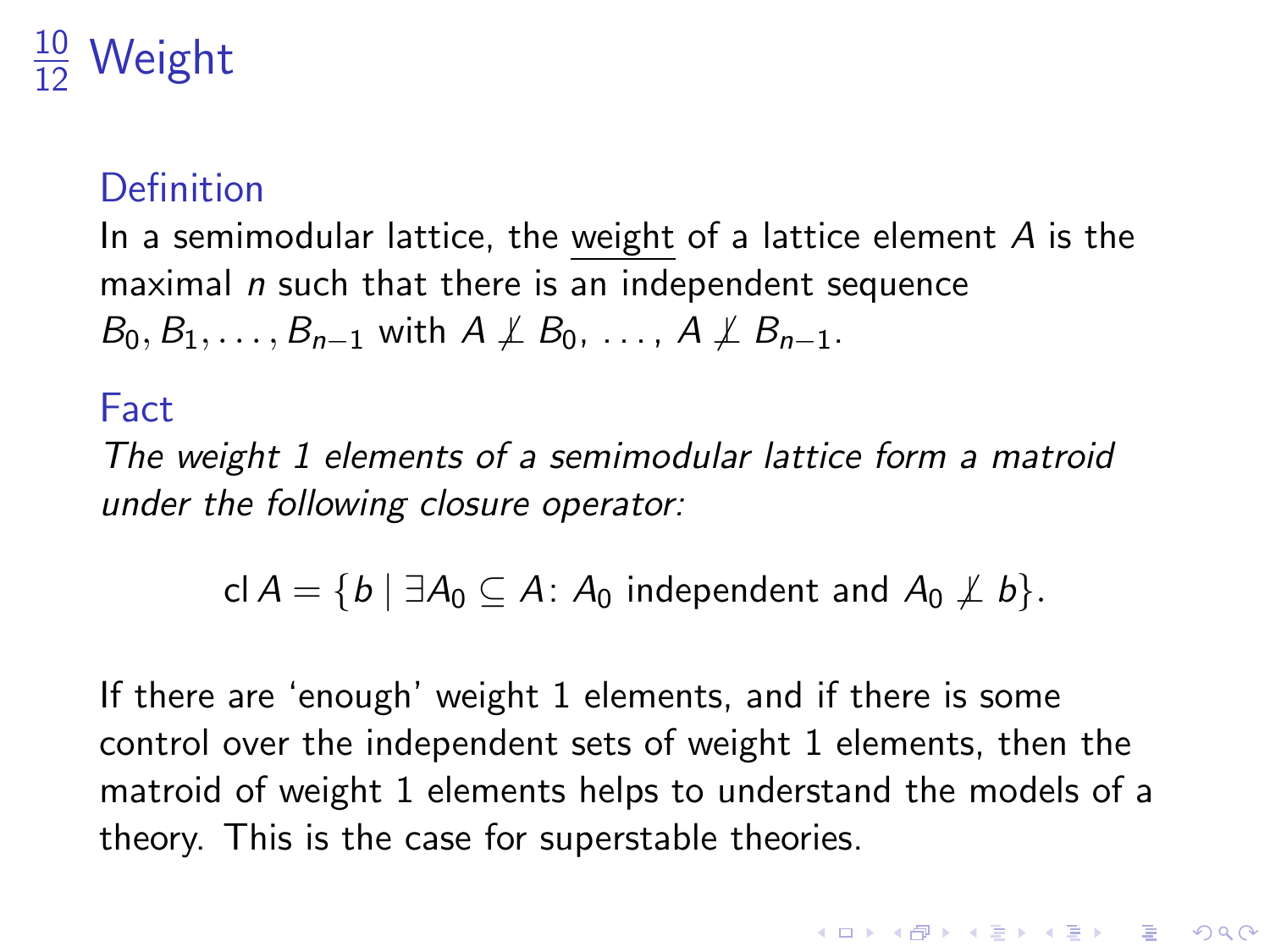# $\frac{10}{12}$ Weight

**Definition**

In a semimodular lattice, the <u>weight</u> of a lattice element $A$ is the maximal $n$ such that there is an independent sequence $B_0, B_1, \ldots, B_{n-1}$ with $A \not\perp B_0, \ldots, A \not\perp B_{n-1}$.

**Fact**

*The weight 1 elements of a semimodular lattice form a matroid under the following closure operator:*

$$\operatorname{cl} A = \{b \mid \exists A_0 \subseteq A\colon A_0 \text{ independent and } A_0 \not\perp b\}.$$

If there are 'enough' weight 1 elements, and if there is some control over the independent sets of weight 1 elements, then the matroid of weight 1 elements helps to understand the models of a theory. This is the case for superstable theories.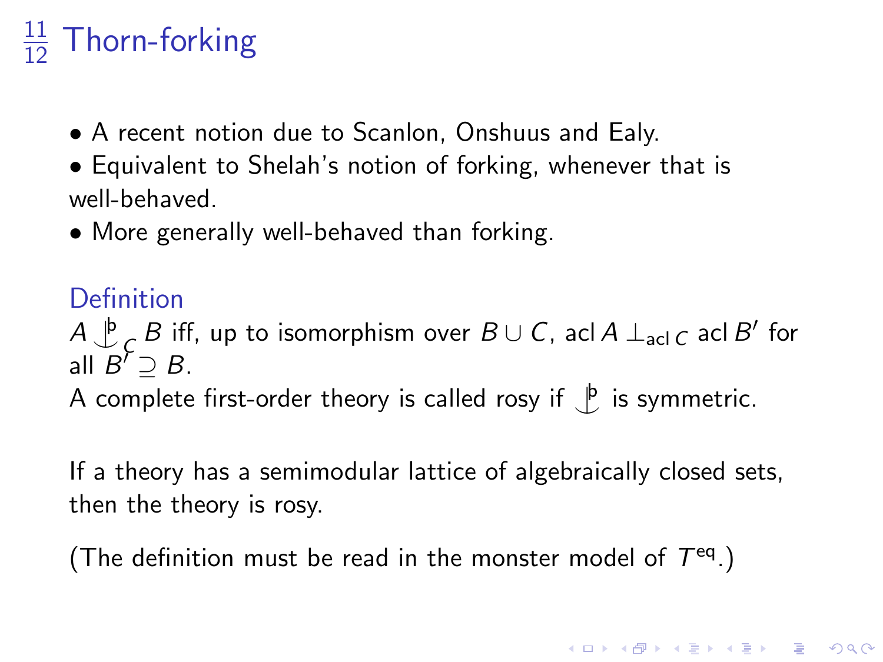# $\frac{11}{12}$ Thorn-forking

- A recent notion due to Scanlon, Onshuus and Ealy.
- Equivalent to Shelah's notion of forking, whenever that is well-behaved.
- More generally well-behaved than forking.

**Definition**

$A \mathrel{\raise0.2ex\hbox{$\smile$}\kern-0.85em\raise0.6ex\hbox{$\mid$}}^{\text{þ}}_C B$ iff, up to isomorphism over $B \cup C$, $\operatorname{acl} A \perp_{\operatorname{acl} C} \operatorname{acl} B'$ for all $B' \supseteq B$.

A complete first-order theory is called rosy if $\mathrel{\raise0.2ex\hbox{$\smile$}\kern-0.85em\raise0.6ex\hbox{$\mid$}}^{\text{þ}}$ is symmetric.

If a theory has a semimodular lattice of algebraically closed sets, then the theory is rosy.

(The definition must be read in the monster model of $T^{\text{eq}}$.)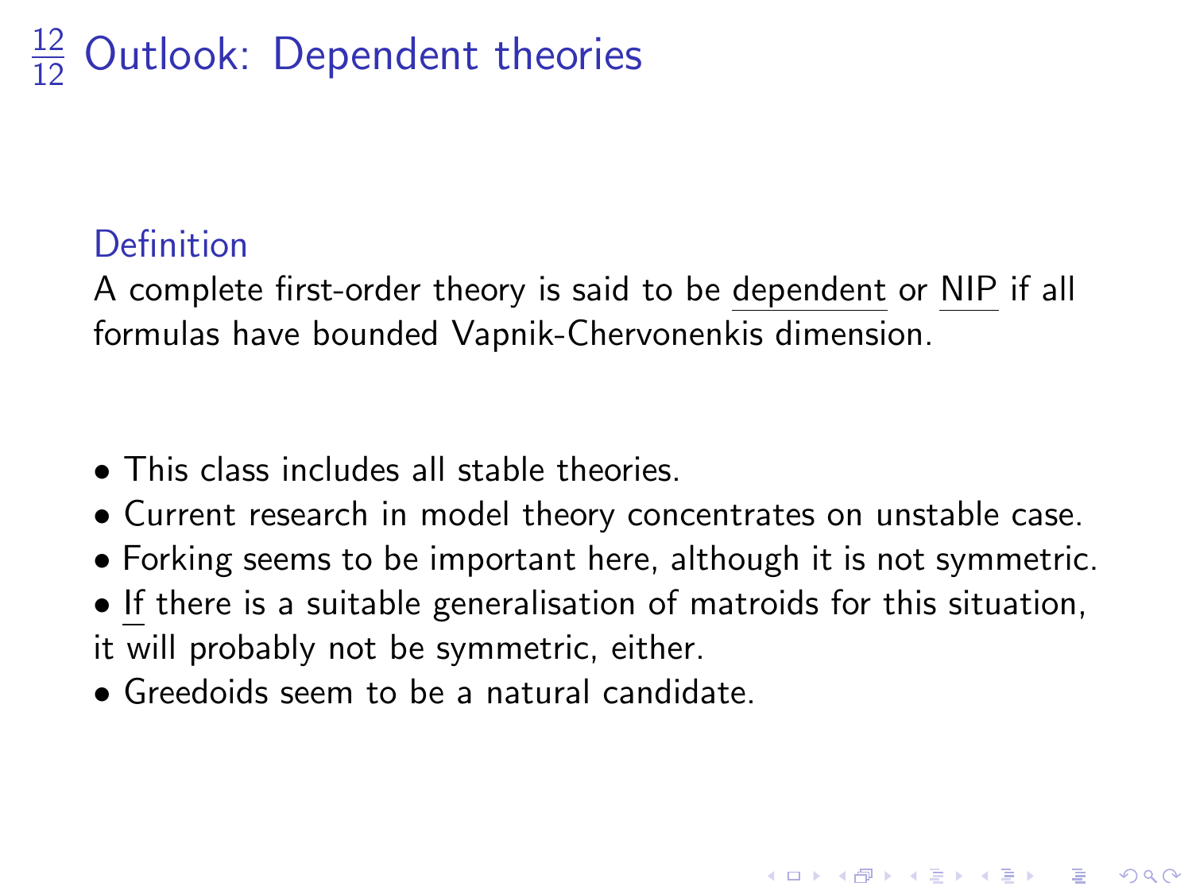# Outlook: Dependent theories

**Definition**

A complete first-order theory is said to be dependent or NIP if all formulas have bounded Vapnik-Chervonenkis dimension.

- This class includes all stable theories.
- Current research in model theory concentrates on unstable case.
- Forking seems to be important here, although it is not symmetric.
- If there is a suitable generalisation of matroids for this situation, it will probably not be symmetric, either.
- Greedoids seem to be a natural candidate.